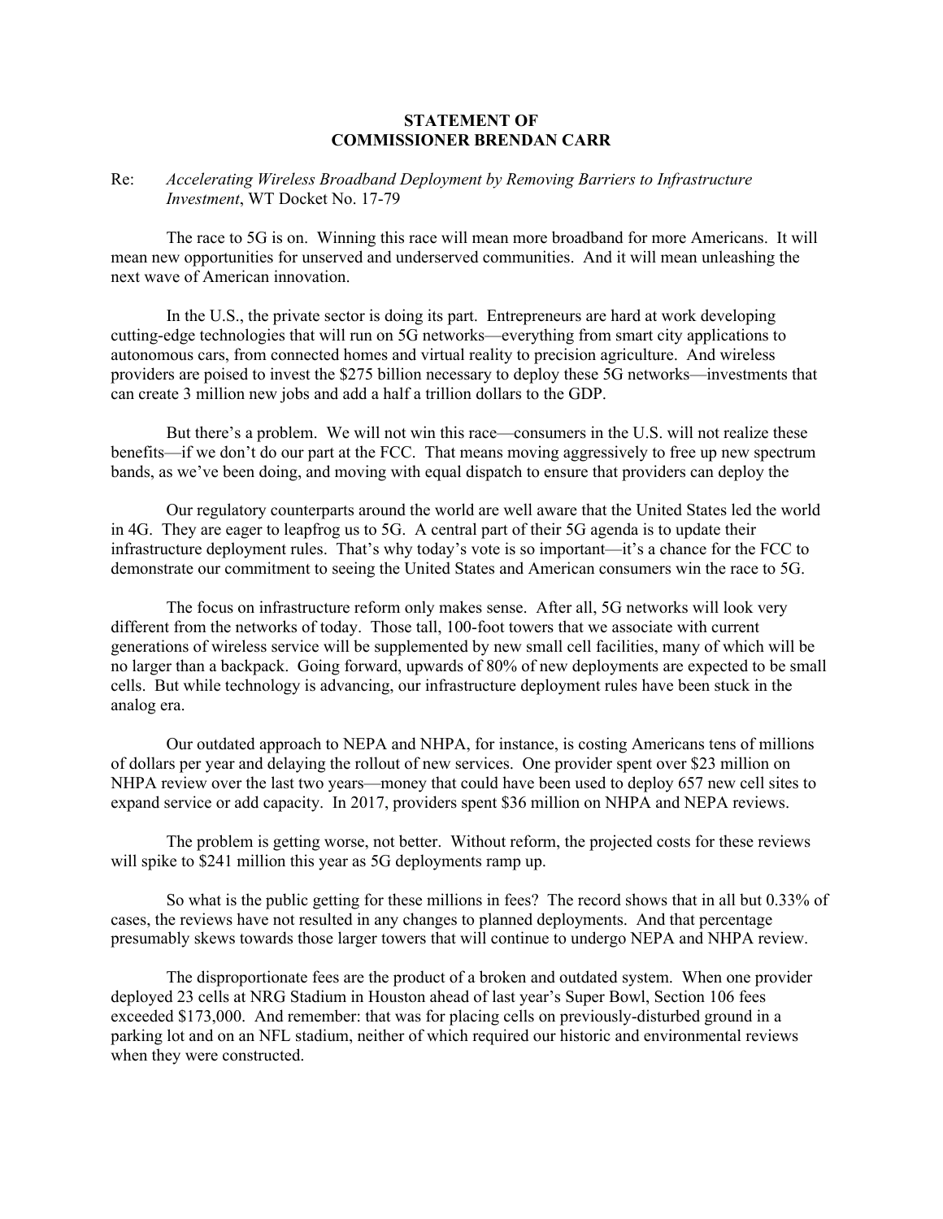**STATEMENT OF**
**COMMISSIONER BRENDAN CARR**

Re: *Accelerating Wireless Broadband Deployment by Removing Barriers to Infrastructure Investment*, WT Docket No. 17-79

The race to 5G is on. Winning this race will mean more broadband for more Americans. It will mean new opportunities for unserved and underserved communities. And it will mean unleashing the next wave of American innovation.

In the U.S., the private sector is doing its part. Entrepreneurs are hard at work developing cutting-edge technologies that will run on 5G networks—everything from smart city applications to autonomous cars, from connected homes and virtual reality to precision agriculture. And wireless providers are poised to invest the $275 billion necessary to deploy these 5G networks—investments that can create 3 million new jobs and add a half a trillion dollars to the GDP.

But there's a problem. We will not win this race—consumers in the U.S. will not realize these benefits—if we don't do our part at the FCC. That means moving aggressively to free up new spectrum bands, as we've been doing, and moving with equal dispatch to ensure that providers can deploy the

Our regulatory counterparts around the world are well aware that the United States led the world in 4G. They are eager to leapfrog us to 5G. A central part of their 5G agenda is to update their infrastructure deployment rules. That's why today's vote is so important—it's a chance for the FCC to demonstrate our commitment to seeing the United States and American consumers win the race to 5G.

The focus on infrastructure reform only makes sense. After all, 5G networks will look very different from the networks of today. Those tall, 100-foot towers that we associate with current generations of wireless service will be supplemented by new small cell facilities, many of which will be no larger than a backpack. Going forward, upwards of 80% of new deployments are expected to be small cells. But while technology is advancing, our infrastructure deployment rules have been stuck in the analog era.

Our outdated approach to NEPA and NHPA, for instance, is costing Americans tens of millions of dollars per year and delaying the rollout of new services. One provider spent over $23 million on NHPA review over the last two years—money that could have been used to deploy 657 new cell sites to expand service or add capacity. In 2017, providers spent $36 million on NHPA and NEPA reviews.

The problem is getting worse, not better. Without reform, the projected costs for these reviews will spike to $241 million this year as 5G deployments ramp up.

So what is the public getting for these millions in fees? The record shows that in all but 0.33% of cases, the reviews have not resulted in any changes to planned deployments. And that percentage presumably skews towards those larger towers that will continue to undergo NEPA and NHPA review.

The disproportionate fees are the product of a broken and outdated system. When one provider deployed 23 cells at NRG Stadium in Houston ahead of last year's Super Bowl, Section 106 fees exceeded $173,000. And remember: that was for placing cells on previously-disturbed ground in a parking lot and on an NFL stadium, neither of which required our historic and environmental reviews when they were constructed.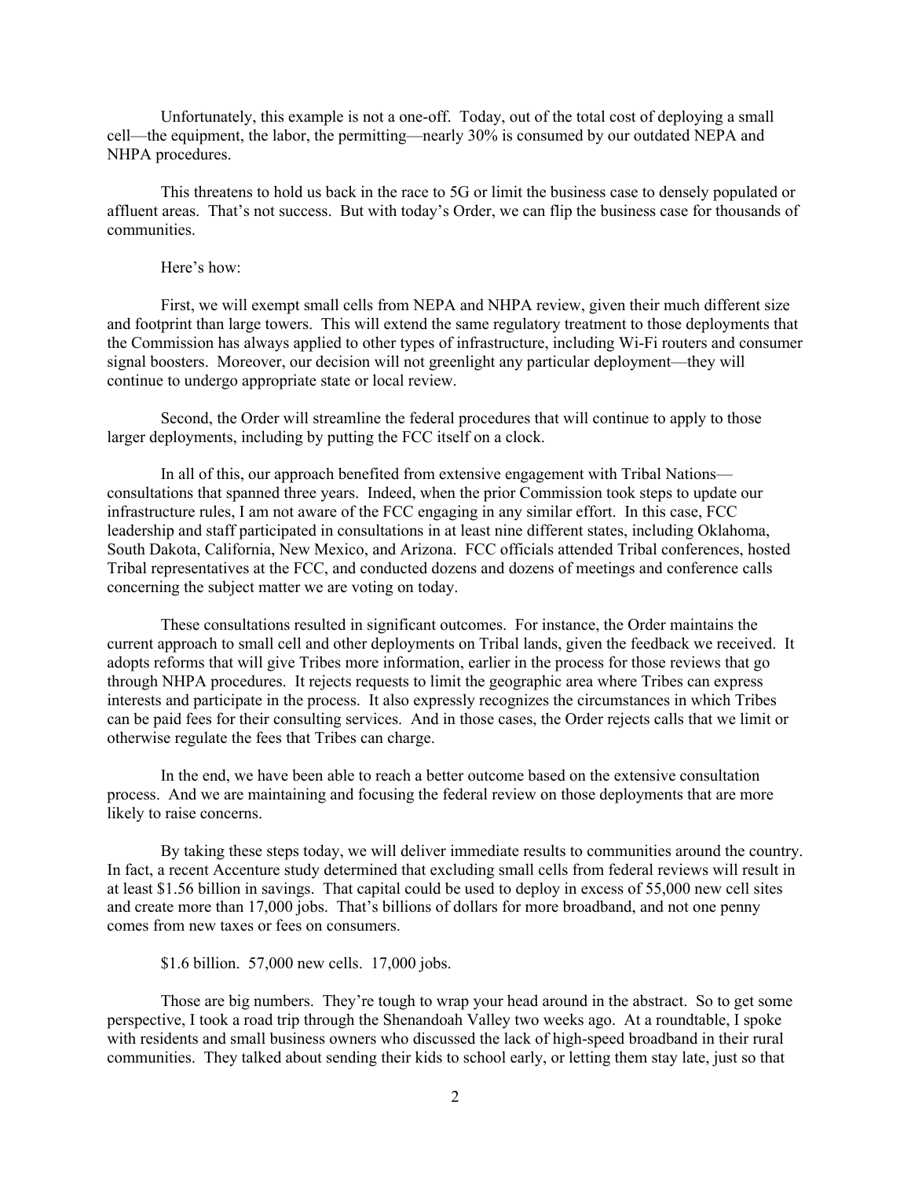Unfortunately, this example is not a one-off. Today, out of the total cost of deploying a small cell—the equipment, the labor, the permitting—nearly 30% is consumed by our outdated NEPA and NHPA procedures.

This threatens to hold us back in the race to 5G or limit the business case to densely populated or affluent areas. That's not success. But with today's Order, we can flip the business case for thousands of communities.

Here's how:

First, we will exempt small cells from NEPA and NHPA review, given their much different size and footprint than large towers. This will extend the same regulatory treatment to those deployments that the Commission has always applied to other types of infrastructure, including Wi-Fi routers and consumer signal boosters. Moreover, our decision will not greenlight any particular deployment—they will continue to undergo appropriate state or local review.

Second, the Order will streamline the federal procedures that will continue to apply to those larger deployments, including by putting the FCC itself on a clock.

In all of this, our approach benefited from extensive engagement with Tribal Nations—consultations that spanned three years. Indeed, when the prior Commission took steps to update our infrastructure rules, I am not aware of the FCC engaging in any similar effort. In this case, FCC leadership and staff participated in consultations in at least nine different states, including Oklahoma, South Dakota, California, New Mexico, and Arizona. FCC officials attended Tribal conferences, hosted Tribal representatives at the FCC, and conducted dozens and dozens of meetings and conference calls concerning the subject matter we are voting on today.

These consultations resulted in significant outcomes. For instance, the Order maintains the current approach to small cell and other deployments on Tribal lands, given the feedback we received. It adopts reforms that will give Tribes more information, earlier in the process for those reviews that go through NHPA procedures. It rejects requests to limit the geographic area where Tribes can express interests and participate in the process. It also expressly recognizes the circumstances in which Tribes can be paid fees for their consulting services. And in those cases, the Order rejects calls that we limit or otherwise regulate the fees that Tribes can charge.

In the end, we have been able to reach a better outcome based on the extensive consultation process. And we are maintaining and focusing the federal review on those deployments that are more likely to raise concerns.

By taking these steps today, we will deliver immediate results to communities around the country. In fact, a recent Accenture study determined that excluding small cells from federal reviews will result in at least $1.56 billion in savings. That capital could be used to deploy in excess of 55,000 new cell sites and create more than 17,000 jobs. That's billions of dollars for more broadband, and not one penny comes from new taxes or fees on consumers.

$1.6 billion. 57,000 new cells. 17,000 jobs.

Those are big numbers. They're tough to wrap your head around in the abstract. So to get some perspective, I took a road trip through the Shenandoah Valley two weeks ago. At a roundtable, I spoke with residents and small business owners who discussed the lack of high-speed broadband in their rural communities. They talked about sending their kids to school early, or letting them stay late, just so that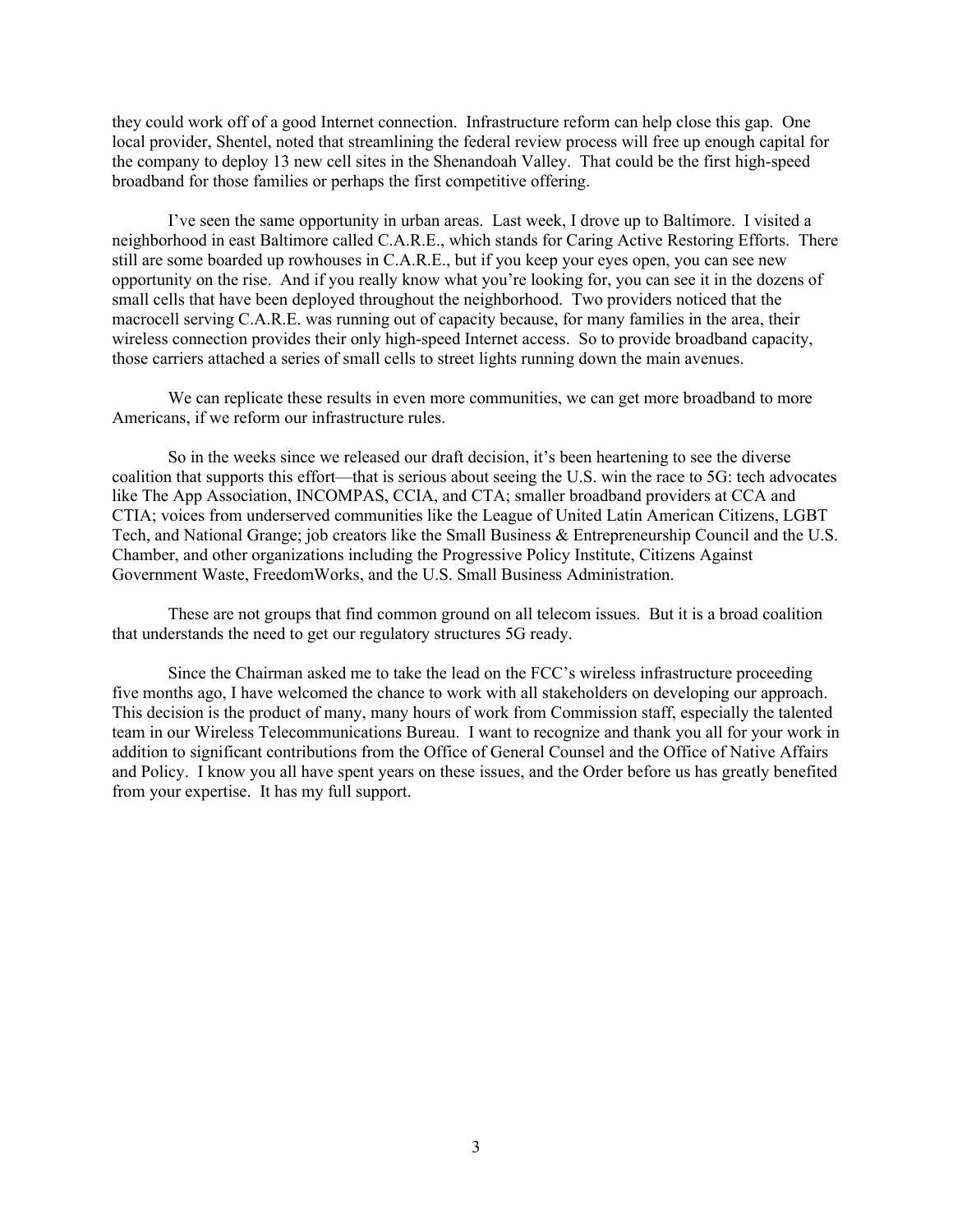they could work off of a good Internet connection. Infrastructure reform can help close this gap. One local provider, Shentel, noted that streamlining the federal review process will free up enough capital for the company to deploy 13 new cell sites in the Shenandoah Valley. That could be the first high-speed broadband for those families or perhaps the first competitive offering.

I've seen the same opportunity in urban areas. Last week, I drove up to Baltimore. I visited a neighborhood in east Baltimore called C.A.R.E., which stands for Caring Active Restoring Efforts. There still are some boarded up rowhouses in C.A.R.E., but if you keep your eyes open, you can see new opportunity on the rise. And if you really know what you're looking for, you can see it in the dozens of small cells that have been deployed throughout the neighborhood. Two providers noticed that the macrocell serving C.A.R.E. was running out of capacity because, for many families in the area, their wireless connection provides their only high-speed Internet access. So to provide broadband capacity, those carriers attached a series of small cells to street lights running down the main avenues.

We can replicate these results in even more communities, we can get more broadband to more Americans, if we reform our infrastructure rules.

So in the weeks since we released our draft decision, it's been heartening to see the diverse coalition that supports this effort—that is serious about seeing the U.S. win the race to 5G: tech advocates like The App Association, INCOMPAS, CCIA, and CTA; smaller broadband providers at CCA and CTIA; voices from underserved communities like the League of United Latin American Citizens, LGBT Tech, and National Grange; job creators like the Small Business & Entrepreneurship Council and the U.S. Chamber, and other organizations including the Progressive Policy Institute, Citizens Against Government Waste, FreedomWorks, and the U.S. Small Business Administration.

These are not groups that find common ground on all telecom issues. But it is a broad coalition that understands the need to get our regulatory structures 5G ready.

Since the Chairman asked me to take the lead on the FCC's wireless infrastructure proceeding five months ago, I have welcomed the chance to work with all stakeholders on developing our approach. This decision is the product of many, many hours of work from Commission staff, especially the talented team in our Wireless Telecommunications Bureau. I want to recognize and thank you all for your work in addition to significant contributions from the Office of General Counsel and the Office of Native Affairs and Policy. I know you all have spent years on these issues, and the Order before us has greatly benefited from your expertise. It has my full support.